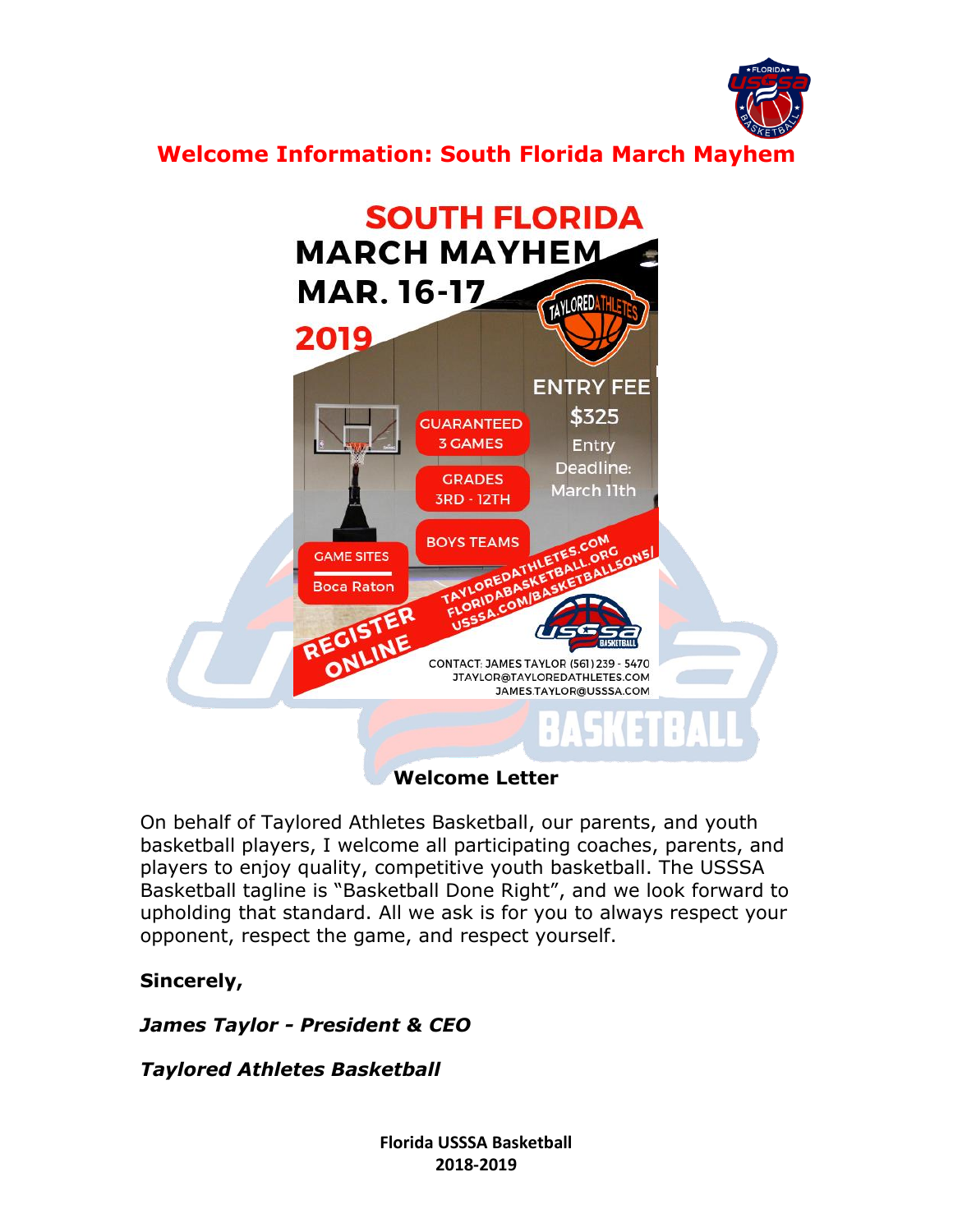# Welcome Information: South Florida March Mayhem

**SOUTH FLORIDA MARCH MAYHEM**
**MAR. 16-17 2019**

TAYLORED ATHLETES

ENTRY FEE $325
Entry Deadline: March 11th

GUARANTEED 3 GAMES

GRADES 3RD - 12TH

BOYS TEAMS

GAME SITES
Boca Raton

REGISTER ONLINE

TAYLOREDATHLETES.COM
FLORIDABASKETBALL.ORG
USSSA.COM/BASKETBALLSONS/

USSSA BASKETBALL

CONTACT: JAMES TAYLOR (561) 239 - 5470
JTAYLOR@TAYLOREDATHLETES.COM
JAMES.TAYLOR@USSSA.COM

## Welcome Letter

On behalf of Taylored Athletes Basketball, our parents, and youth basketball players, I welcome all participating coaches, parents, and players to enjoy quality, competitive youth basketball. The USSSA Basketball tagline is "Basketball Done Right", and we look forward to upholding that standard. All we ask is for you to always respect your opponent, respect the game, and respect yourself.

**Sincerely,**

***James Taylor - President & CEO***

***Taylored Athletes Basketball***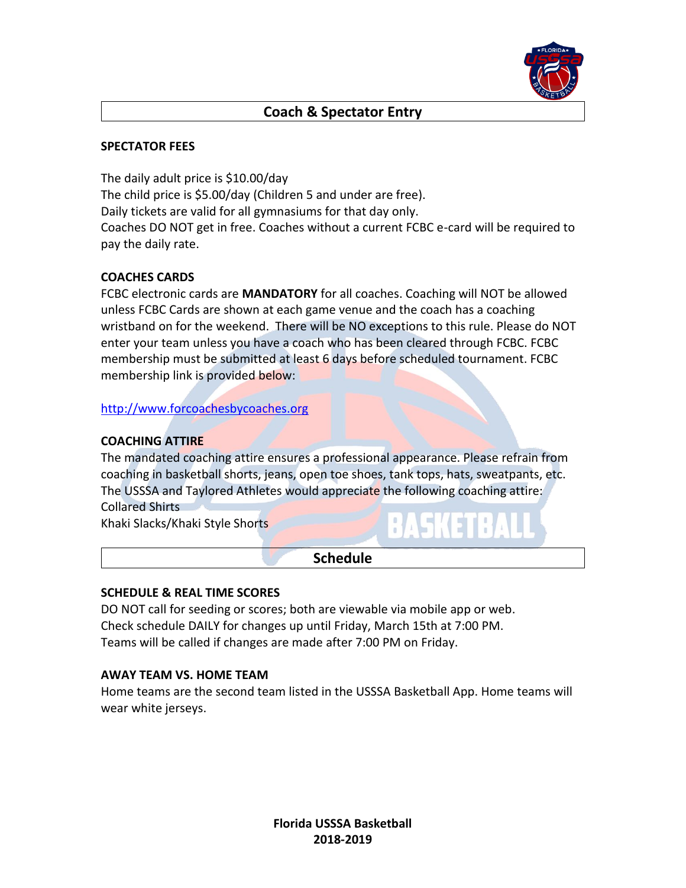## Coach & Spectator Entry

### SPECTATOR FEES

The daily adult price is $10.00/day
The child price is $5.00/day (Children 5 and under are free).
Daily tickets are valid for all gymnasiums for that day only.
Coaches DO NOT get in free. Coaches without a current FCBC e-card will be required to pay the daily rate.

### COACHES CARDS

FCBC electronic cards are **MANDATORY** for all coaches. Coaching will NOT be allowed unless FCBC Cards are shown at each game venue and the coach has a coaching wristband on for the weekend. There will be NO exceptions to this rule. Please do NOT enter your team unless you have a coach who has been cleared through FCBC. FCBC membership must be submitted at least 6 days before scheduled tournament. FCBC membership link is provided below:

http://www.forcoachesbycoaches.org

### COACHING ATTIRE

The mandated coaching attire ensures a professional appearance. Please refrain from coaching in basketball shorts, jeans, open toe shoes, tank tops, hats, sweatpants, etc. The USSSA and Taylored Athletes would appreciate the following coaching attire:
Collared Shirts
Khaki Slacks/Khaki Style Shorts

## Schedule

### SCHEDULE & REAL TIME SCORES

DO NOT call for seeding or scores; both are viewable via mobile app or web.
Check schedule DAILY for changes up until Friday, March 15th at 7:00 PM.
Teams will be called if changes are made after 7:00 PM on Friday.

### AWAY TEAM VS. HOME TEAM

Home teams are the second team listed in the USSSA Basketball App. Home teams will wear white jerseys.

**Florida USSSA Basketball**
**2018-2019**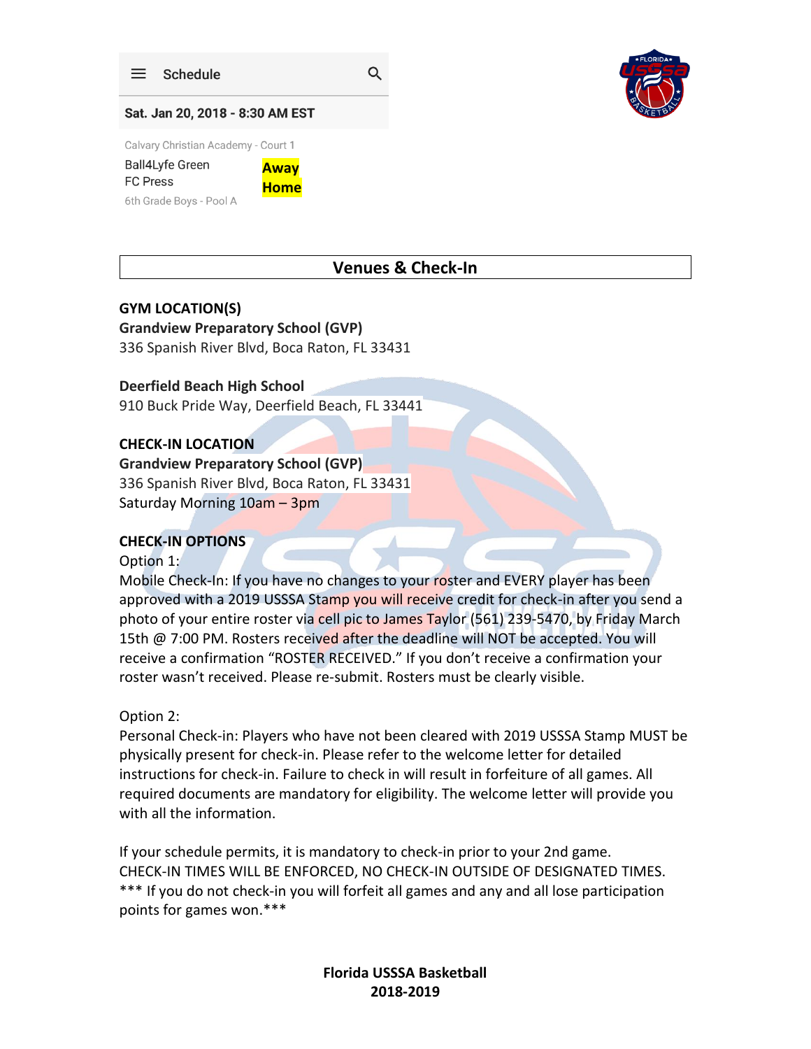Schedule

**Sat. Jan 20, 2018 - 8:30 AM EST**

Calvary Christian Academy - Court 1

Ball4Lyfe Green **Away**
FC Press **Home**

6th Grade Boys - Pool A

## Venues & Check-In

**GYM LOCATION(S)**

**Grandview Preparatory School (GVP)**
336 Spanish River Blvd, Boca Raton, FL 33431

**Deerfield Beach High School**
910 Buck Pride Way, Deerfield Beach, FL 33441

**CHECK-IN LOCATION**

**Grandview Preparatory School (GVP)**
336 Spanish River Blvd, Boca Raton, FL 33431
Saturday Morning 10am – 3pm

**CHECK-IN OPTIONS**

Option 1:
Mobile Check-In: If you have no changes to your roster and EVERY player has been approved with a 2019 USSSA Stamp you will receive credit for check-in after you send a photo of your entire roster via cell pic to James Taylor (561) 239-5470, by Friday March 15th @ 7:00 PM. Rosters received after the deadline will NOT be accepted. You will receive a confirmation "ROSTER RECEIVED." If you don't receive a confirmation your roster wasn't received. Please re-submit. Rosters must be clearly visible.

Option 2:
Personal Check-in: Players who have not been cleared with 2019 USSSA Stamp MUST be physically present for check-in. Please refer to the welcome letter for detailed instructions for check-in. Failure to check in will result in forfeiture of all games. All required documents are mandatory for eligibility. The welcome letter will provide you with all the information.

If your schedule permits, it is mandatory to check-in prior to your 2nd game.
CHECK-IN TIMES WILL BE ENFORCED, NO CHECK-IN OUTSIDE OF DESIGNATED TIMES.
*** If you do not check-in you will forfeit all games and any and all lose participation points for games won.***

**Florida USSSA Basketball**
**2018-2019**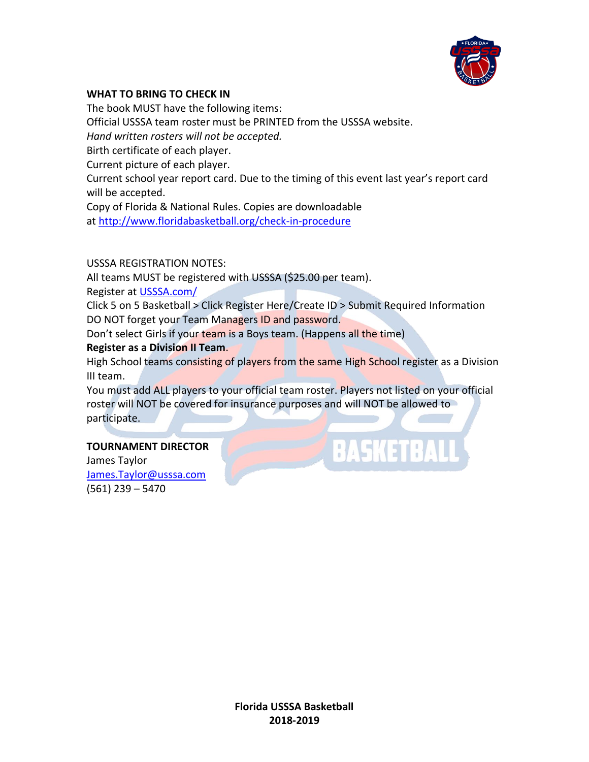**WHAT TO BRING TO CHECK IN**

The book MUST have the following items:

Official USSSA team roster must be PRINTED from the USSSA website.

*Hand written rosters will not be accepted.*

Birth certificate of each player.

Current picture of each player.

Current school year report card. Due to the timing of this event last year's report card will be accepted.

Copy of Florida & National Rules. Copies are downloadable at http://www.floridabasketball.org/check-in-procedure

USSSA REGISTRATION NOTES:

All teams MUST be registered with USSSA ($25.00 per team).

Register at USSSA.com/

Click 5 on 5 Basketball > Click Register Here/Create ID > Submit Required Information

DO NOT forget your Team Managers ID and password.

Don't select Girls if your team is a Boys team. (Happens all the time)

**Register as a Division II Team**.

High School teams consisting of players from the same High School register as a Division III team.

You must add ALL players to your official team roster. Players not listed on your official roster will NOT be covered for insurance purposes and will NOT be allowed to participate.

**TOURNAMENT DIRECTOR**

James Taylor

James.Taylor@usssa.com

(561) 239 – 5470